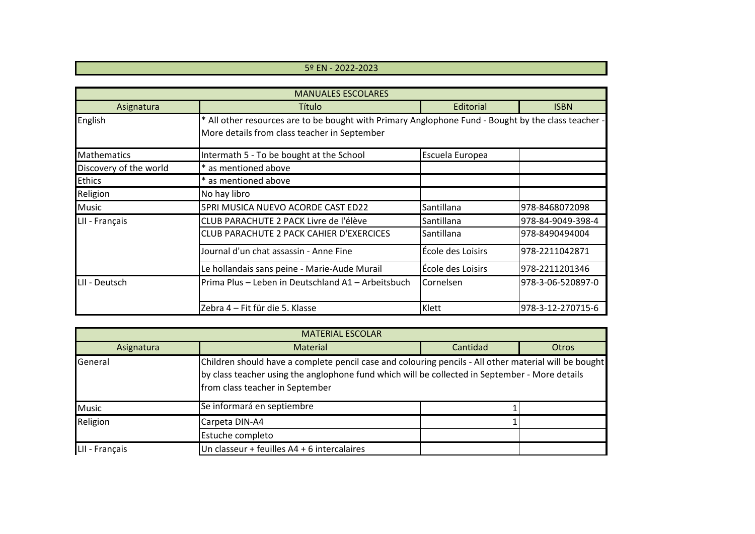# 5º EN - 2022-2023

| MANUALES ESCOLARES | | | |
|---|---|---|---|
| Asignatura | Título | Editorial | ISBN |
| English | * All other resources are to be bought with Primary Anglophone Fund - Bought by the class teacher - More details from class teacher in September | | |
| Mathematics | Intermath 5 - To be bought at the School | Escuela Europea | |
| Discovery of the world | * as mentioned above | | |
| Ethics | * as mentioned above | | |
| Religion | No hay libro | | |
| Music | 5PRI MUSICA NUEVO ACORDE CAST ED22 | Santillana | 978-8468072098 |
| LII - Français | CLUB PARACHUTE 2 PACK Livre de l'élève | Santillana | 978-84-9049-398-4 |
| | CLUB PARACHUTE 2 PACK CAHIER D'EXERCICES | Santillana | 978-8490494004 |
| | Journal d'un chat assassin - Anne Fine | École des Loisirs | 978-2211042871 |
| | Le hollandais sans peine - Marie-Aude Murail | École des Loisirs | 978-2211201346 |
| LII - Deutsch | Prima Plus – Leben in Deutschland A1 – Arbeitsbuch | Cornelsen | 978-3-06-520897-0 |
| | Zebra 4 – Fit für die 5. Klasse | Klett | 978-3-12-270715-6 |

| MATERIAL ESCOLAR | | | |
|---|---|---|---|
| Asignatura | Material | Cantidad | Otros |
| General | Children should have a complete pencil case and colouring pencils - All other material will be bought by class teacher using the anglophone fund which will be collected in September - More details from class teacher in September | | |
| Music | Se informará en septiembre | 1 | |
| Religion | Carpeta DIN-A4 | 1 | |
| | Estuche completo | | |
| LII - Français | Un classeur + feuilles A4 + 6 intercalaires | | |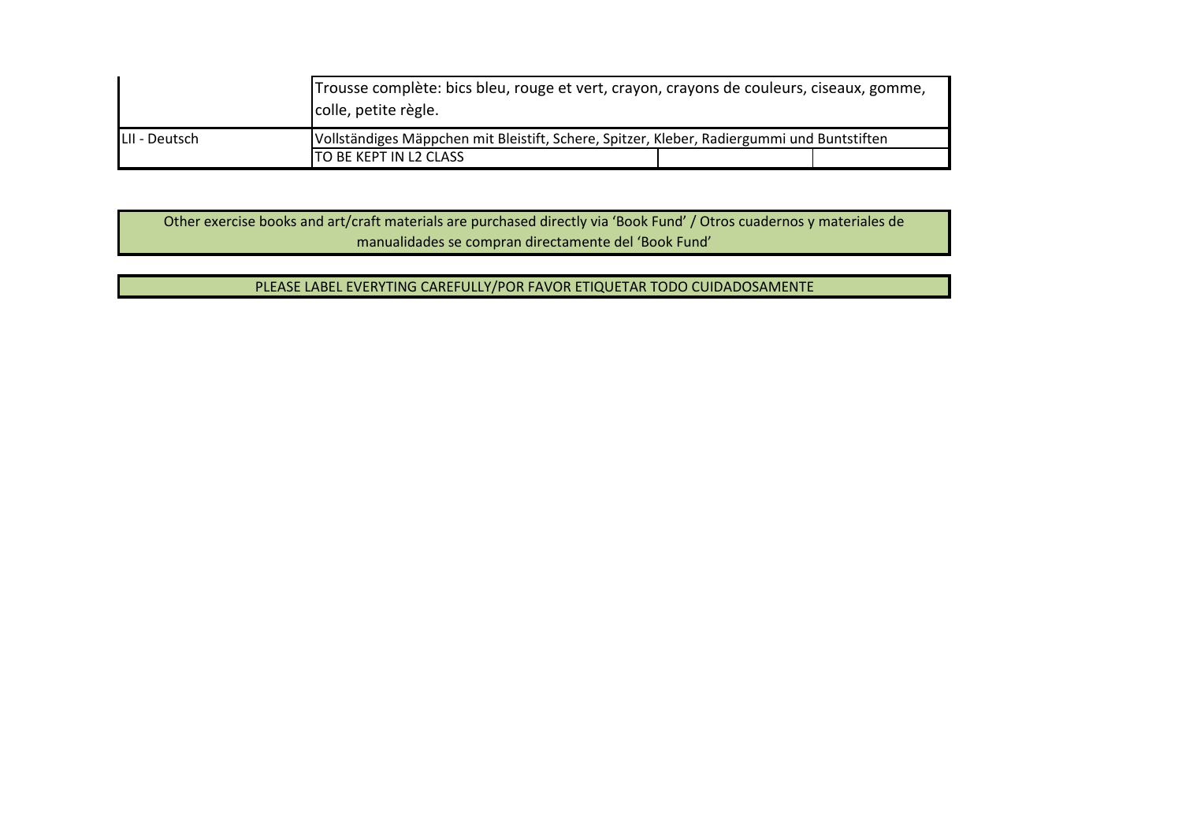| | | | |
|---|---|---|---|
| | Trousse complète: bics bleu, rouge et vert, crayon, crayons de couleurs, ciseaux, gomme, colle, petite règle. | | |
| LII - Deutsch | Vollständiges Mäppchen mit Bleistift, Schere, Spitzer, Kleber, Radiergummi und Buntstiften | | |
| | TO BE KEPT IN L2 CLASS | | |

Other exercise books and art/craft materials are purchased directly via 'Book Fund' / Otros cuadernos y materiales de manualidades se compran directamente del 'Book Fund'

PLEASE LABEL EVERYTING CAREFULLY/POR FAVOR ETIQUETAR TODO CUIDADOSAMENTE